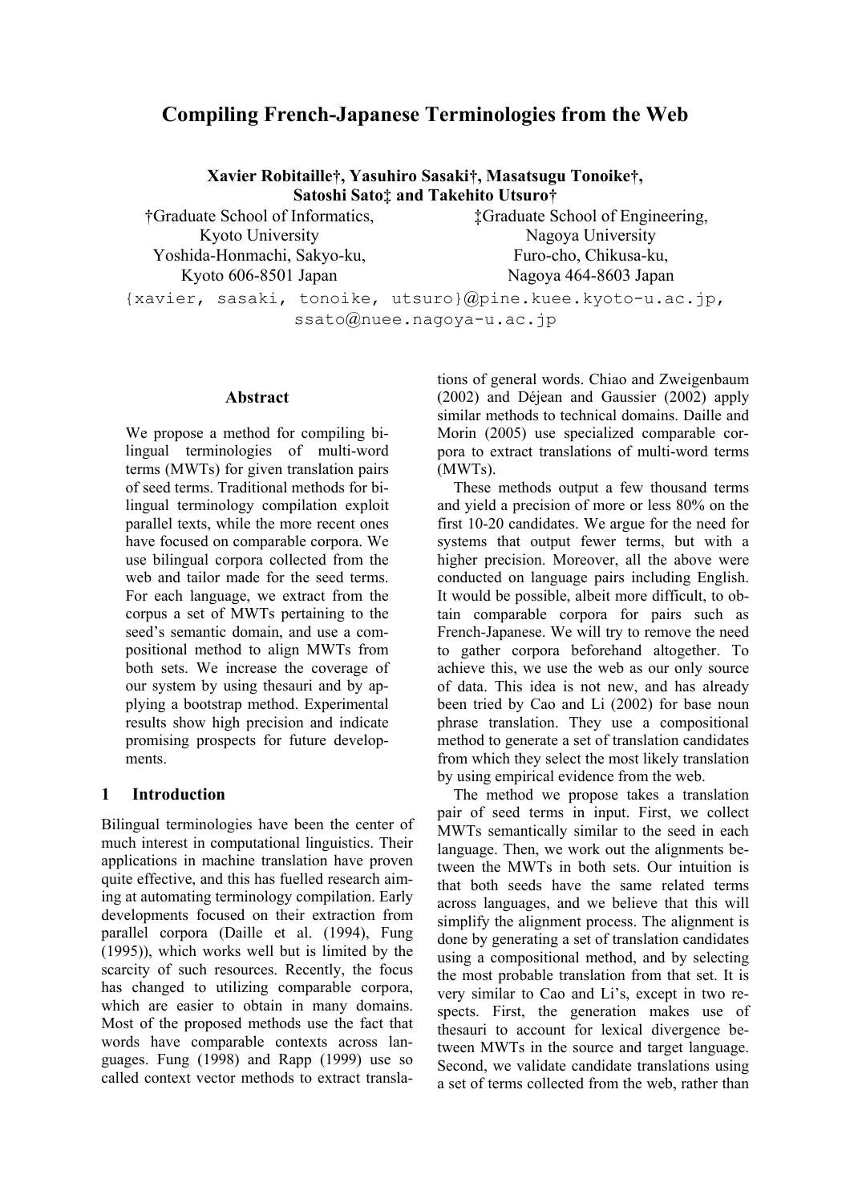# Compiling French-Japanese Terminologies from the Web

**Xavier Robitaille†, Yasuhiro Sasaki†, Masatsugu Tonoike†, Satoshi Sato‡ and Takehito Utsuro†**

†Graduate School of Informatics, Kyoto University
Yoshida-Honmachi, Sakyo-ku, Kyoto 606-8501 Japan

‡Graduate School of Engineering, Nagoya University
Furo-cho, Chikusa-ku, Nagoya 464-8603 Japan

{xavier, sasaki, tonoike, utsuro}@pine.kuee.kyoto-u.ac.jp, ssato@nuee.nagoya-u.ac.jp

## Abstract

We propose a method for compiling bilingual terminologies of multi-word terms (MWTs) for given translation pairs of seed terms. Traditional methods for bilingual terminology compilation exploit parallel texts, while the more recent ones have focused on comparable corpora. We use bilingual corpora collected from the web and tailor made for the seed terms. For each language, we extract from the corpus a set of MWTs pertaining to the seed's semantic domain, and use a compositional method to align MWTs from both sets. We increase the coverage of our system by using thesauri and by applying a bootstrap method. Experimental results show high precision and indicate promising prospects for future developments.

## 1 Introduction

Bilingual terminologies have been the center of much interest in computational linguistics. Their applications in machine translation have proven quite effective, and this has fuelled research aiming at automating terminology compilation. Early developments focused on their extraction from parallel corpora (Daille et al. (1994), Fung (1995)), which works well but is limited by the scarcity of such resources. Recently, the focus has changed to utilizing comparable corpora, which are easier to obtain in many domains. Most of the proposed methods use the fact that words have comparable contexts across languages. Fung (1998) and Rapp (1999) use so called context vector methods to extract translations of general words. Chiao and Zweigenbaum (2002) and Déjean and Gaussier (2002) apply similar methods to technical domains. Daille and Morin (2005) use specialized comparable corpora to extract translations of multi-word terms (MWTs).

These methods output a few thousand terms and yield a precision of more or less 80% on the first 10-20 candidates. We argue for the need for systems that output fewer terms, but with a higher precision. Moreover, all the above were conducted on language pairs including English. It would be possible, albeit more difficult, to obtain comparable corpora for pairs such as French-Japanese. We will try to remove the need to gather corpora beforehand altogether. To achieve this, we use the web as our only source of data. This idea is not new, and has already been tried by Cao and Li (2002) for base noun phrase translation. They use a compositional method to generate a set of translation candidates from which they select the most likely translation by using empirical evidence from the web.

The method we propose takes a translation pair of seed terms in input. First, we collect MWTs semantically similar to the seed in each language. Then, we work out the alignments between the MWTs in both sets. Our intuition is that both seeds have the same related terms across languages, and we believe that this will simplify the alignment process. The alignment is done by generating a set of translation candidates using a compositional method, and by selecting the most probable translation from that set. It is very similar to Cao and Li's, except in two respects. First, the generation makes use of thesauri to account for lexical divergence between MWTs in the source and target language. Second, we validate candidate translations using a set of terms collected from the web, rather than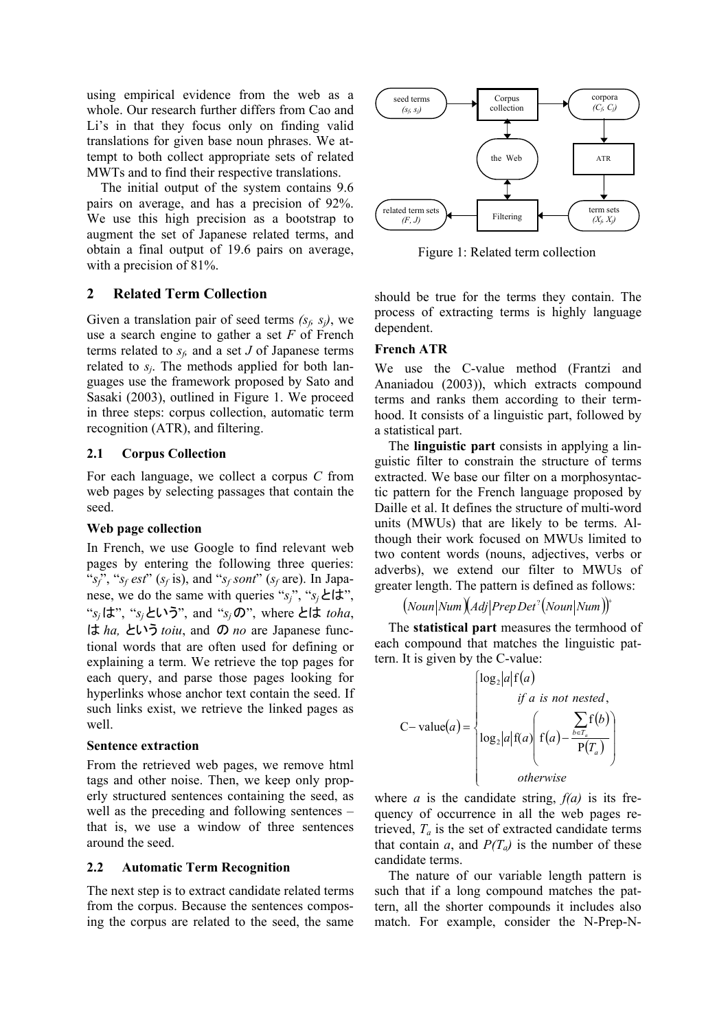using empirical evidence from the web as a whole. Our research further differs from Cao and Li's in that they focus only on finding valid translations for given base noun phrases. We attempt to both collect appropriate sets of related MWTs and to find their respective translations.

The initial output of the system contains 9.6 pairs on average, and has a precision of 92%. We use this high precision as a bootstrap to augment the set of Japanese related terms, and obtain a final output of 19.6 pairs on average, with a precision of 81%.

## 2 Related Term Collection

Given a translation pair of seed terms *($s_f$, $s_j$)*, we use a search engine to gather a set *F* of French terms related to $s_f$, and a set *J* of Japanese terms related to $s_j$. The methods applied for both languages use the framework proposed by Sato and Sasaki (2003), outlined in Figure 1. We proceed in three steps: corpus collection, automatic term recognition (ATR), and filtering.

### 2.1 Corpus Collection

For each language, we collect a corpus *C* from web pages by selecting passages that contain the seed.

**Web page collection**

In French, we use Google to find relevant web pages by entering the following three queries: "$s_f$", "$s_f$ *est*" ($s_f$ is), and "$s_f$ *sont*" ($s_f$ are). In Japanese, we do the same with queries "$s_j$", "$s_j$とは", "$s_j$は", "$s_j$という", and "$s_j$の", where とは *toha*, は *ha,* という *toiu*, and の *no* are Japanese functional words that are often used for defining or explaining a term. We retrieve the top pages for each query, and parse those pages looking for hyperlinks whose anchor text contain the seed. If such links exist, we retrieve the linked pages as well.

**Sentence extraction**

From the retrieved web pages, we remove html tags and other noise. Then, we keep only properly structured sentences containing the seed, as well as the preceding and following sentences – that is, we use a window of three sentences around the seed.

### 2.2 Automatic Term Recognition

The next step is to extract candidate related terms from the corpus. Because the sentences composing the corpus are related to the seed, the same should be true for the terms they contain. The process of extracting terms is highly language dependent.

Figure 1: Related term collection

**French ATR**

We use the C-value method (Frantzi and Ananiadou (2003)), which extracts compound terms and ranks them according to their termhood. It consists of a linguistic part, followed by a statistical part.

The **linguistic part** consists in applying a linguistic filter to constrain the structure of terms extracted. We base our filter on a morphosyntactic pattern for the French language proposed by Daille et al. It defines the structure of multi-word units (MWUs) that are likely to be terms. Although their work focused on MWUs limited to two content words (nouns, adjectives, verbs or adverbs), we extend our filter to MWUs of greater length. The pattern is defined as follows:

$$(Noun|Num)(Adj|Prep\,Det^{?}(Noun|Num))^{+}$$

The **statistical part** measures the termhood of each compound that matches the linguistic pattern. It is given by the C-value:

$$\text{C-value}(a) = \begin{cases} \log_2|a|\,\text{f}(a) & \textit{if a is not nested}, \\ \log_2|a|\text{f}(a)\left(\text{f}(a) - \dfrac{\sum_{b \in T_a} \text{f}(b)}{\text{P}(T_a)}\right) & \textit{otherwise} \end{cases}$$

where *a* is the candidate string, *f(a)* is its frequency of occurrence in all the web pages retrieved, $T_a$ is the set of extracted candidate terms that contain *a*, and $P(T_a)$ is the number of these candidate terms.

The nature of our variable length pattern is such that if a long compound matches the pattern, all the shorter compounds it includes also match. For example, consider the N-Prep-N-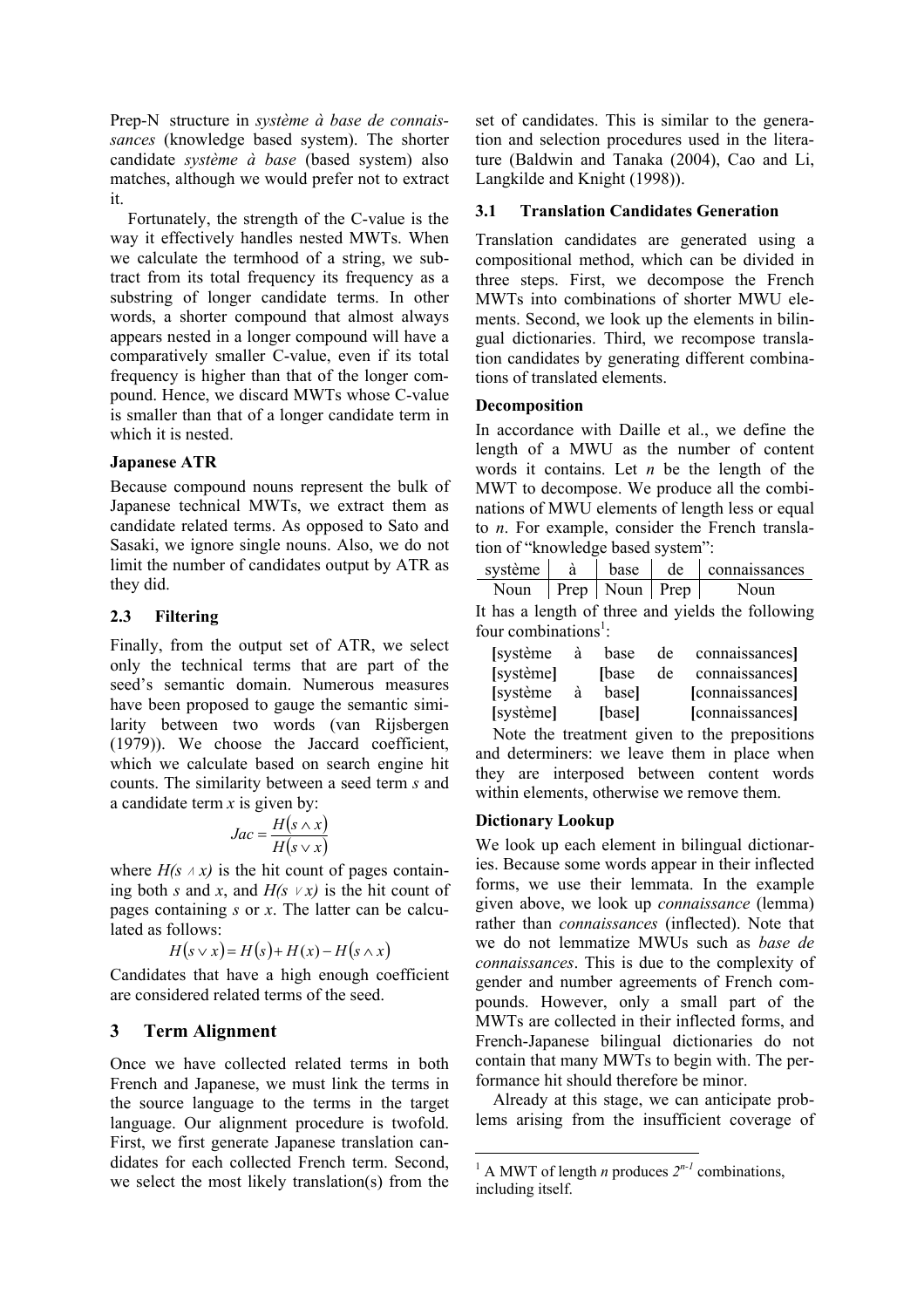Prep-N structure in *système à base de connaissances* (knowledge based system). The shorter candidate *système à base* (based system) also matches, although we would prefer not to extract it.

Fortunately, the strength of the C-value is the way it effectively handles nested MWTs. When we calculate the termhood of a string, we subtract from its total frequency its frequency as a substring of longer candidate terms. In other words, a shorter compound that almost always appears nested in a longer compound will have a comparatively smaller C-value, even if its total frequency is higher than that of the longer compound. Hence, we discard MWTs whose C-value is smaller than that of a longer candidate term in which it is nested.

**Japanese ATR**

Because compound nouns represent the bulk of Japanese technical MWTs, we extract them as candidate related terms. As opposed to Sato and Sasaki, we ignore single nouns. Also, we do not limit the number of candidates output by ATR as they did.

### 2.3 Filtering

Finally, from the output set of ATR, we select only the technical terms that are part of the seed's semantic domain. Numerous measures have been proposed to gauge the semantic similarity between two words (van Rijsbergen (1979)). We choose the Jaccard coefficient, which we calculate based on search engine hit counts. The similarity between a seed term *s* and a candidate term *x* is given by:

$$Jac = \frac{H(s \wedge x)}{H(s \vee x)}$$

where $H(s \wedge x)$ is the hit count of pages containing both *s* and *x*, and $H(s \vee x)$ is the hit count of pages containing *s* or *x*. The latter can be calculated as follows:

$$H(s \vee x) = H(s) + H(x) - H(s \wedge x)$$

Candidates that have a high enough coefficient are considered related terms of the seed.

## 3 Term Alignment

Once we have collected related terms in both French and Japanese, we must link the terms in the source language to the terms in the target language. Our alignment procedure is twofold. First, we first generate Japanese translation candidates for each collected French term. Second, we select the most likely translation(s) from the set of candidates. This is similar to the generation and selection procedures used in the literature (Baldwin and Tanaka (2004), Cao and Li, Langkilde and Knight (1998)).

### 3.1 Translation Candidates Generation

Translation candidates are generated using a compositional method, which can be divided in three steps. First, we decompose the French MWTs into combinations of shorter MWU elements. Second, we look up the elements in bilingual dictionaries. Third, we recompose translation candidates by generating different combinations of translated elements.

**Decomposition**

In accordance with Daille et al., we define the length of a MWU as the number of content words it contains. Let *n* be the length of the MWT to decompose. We produce all the combinations of MWU elements of length less or equal to *n*. For example, consider the French translation of "knowledge based system":

| système | à | base | de | connaissances |
|---|---|---|---|---|
| Noun | Prep | Noun | Prep | Noun |

It has a length of three and yields the following four combinations[1]:

| | | | | |
|---|---|---|---|---|
| **[**système | à | base | de | connaissances**]** |
| **[**système**]** | | **[**base | de | connaissances**]** |
| **[**système | à | base**]** | | **[**connaissances**]** |
| **[**système**]** | | **[**base**]** | | **[**connaissances**]** |

Note the treatment given to the prepositions and determiners: we leave them in place when they are interposed between content words within elements, otherwise we remove them.

**Dictionary Lookup**

We look up each element in bilingual dictionaries. Because some words appear in their inflected forms, we use their lemmata. In the example given above, we look up *connaissance* (lemma) rather than *connaissances* (inflected). Note that we do not lemmatize MWUs such as *base de connaissances*. This is due to the complexity of gender and number agreements of French compounds. However, only a small part of the MWTs are collected in their inflected forms, and French-Japanese bilingual dictionaries do not contain that many MWTs to begin with. The performance hit should therefore be minor.

Already at this stage, we can anticipate problems arising from the insufficient coverage of

[1] A MWT of length *n* produces $2^{n-1}$ combinations, including itself.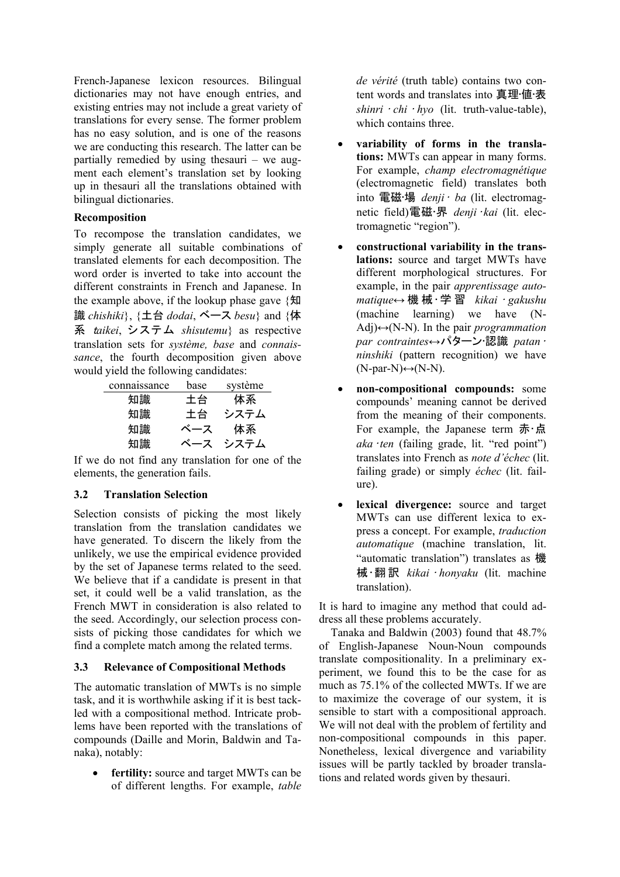French-Japanese lexicon resources. Bilingual dictionaries may not have enough entries, and existing entries may not include a great variety of translations for every sense. The former problem has no easy solution, and is one of the reasons we are conducting this research. The latter can be partially remedied by using thesauri – we augment each element's translation set by looking up in thesauri all the translations obtained with bilingual dictionaries.

**Recomposition**

To recompose the translation candidates, we simply generate all suitable combinations of translated elements for each decomposition. The word order is inverted to take into account the different constraints in French and Japanese. In the example above, if the lookup phase gave {知識 *chishiki*}, {土台 *dodai*, ベース *besu*} and {体系 *taikei*, システム *shisutemu*} as respective translation sets for *système, base* and *connaissance*, the fourth decomposition given above would yield the following candidates:

| connaissance | base | système |
|---|---|---|
| 知識 | 土台 | 体系 |
| 知識 | 土台 | システム |
| 知識 | ベース | 体系 |
| 知識 | ベース | システム |

If we do not find any translation for one of the elements, the generation fails.

### 3.2 Translation Selection

Selection consists of picking the most likely translation from the translation candidates we have generated. To discern the likely from the unlikely, we use the empirical evidence provided by the set of Japanese terms related to the seed. We believe that if a candidate is present in that set, it could well be a valid translation, as the French MWT in consideration is also related to the seed. Accordingly, our selection process consists of picking those candidates for which we find a complete match among the related terms.

### 3.3 Relevance of Compositional Methods

The automatic translation of MWTs is no simple task, and it is worthwhile asking if it is best tackled with a compositional method. Intricate problems have been reported with the translations of compounds (Daille and Morin, Baldwin and Tanaka), notably:

- **fertility:** source and target MWTs can be of different lengths. For example, *table de vérité* (truth table) contains two content words and translates into 真理·値·表 *shinri · chi · hyo* (lit. truth-value-table), which contains three.
- **variability of forms in the translations:** MWTs can appear in many forms. For example, *champ electromagnétique* (electromagnetic field) translates both into 電磁·場 *denji · ba* (lit. electromagnetic field)電磁·界 *denji ·kai* (lit. electromagnetic "region").
- **constructional variability in the translations:** source and target MWTs have different morphological structures. For example, in the pair *apprentissage automatique*↔ 機械·学習 *kikai · gakushu* (machine learning) we have (N-Adj)↔(N-N). In the pair *programmation par contraintes*↔パターン·認識 *patan · ninshiki* (pattern recognition) we have (N-par-N)↔(N-N).
- **non-compositional compounds:** some compounds' meaning cannot be derived from the meaning of their components. For example, the Japanese term 赤·点 *aka ·ten* (failing grade, lit. "red point") translates into French as *note d'échec* (lit. failing grade) or simply *échec* (lit. failure).
- **lexical divergence:** source and target MWTs can use different lexica to express a concept. For example, *traduction automatique* (machine translation, lit. "automatic translation") translates as 機械·翻訳 *kikai · honyaku* (lit. machine translation).

It is hard to imagine any method that could address all these problems accurately.

Tanaka and Baldwin (2003) found that 48.7% of English-Japanese Noun-Noun compounds translate compositionality. In a preliminary experiment, we found this to be the case for as much as 75.1% of the collected MWTs. If we are to maximize the coverage of our system, it is sensible to start with a compositional approach. We will not deal with the problem of fertility and non-compositional compounds in this paper. Nonetheless, lexical divergence and variability issues will be partly tackled by broader translations and related words given by thesauri.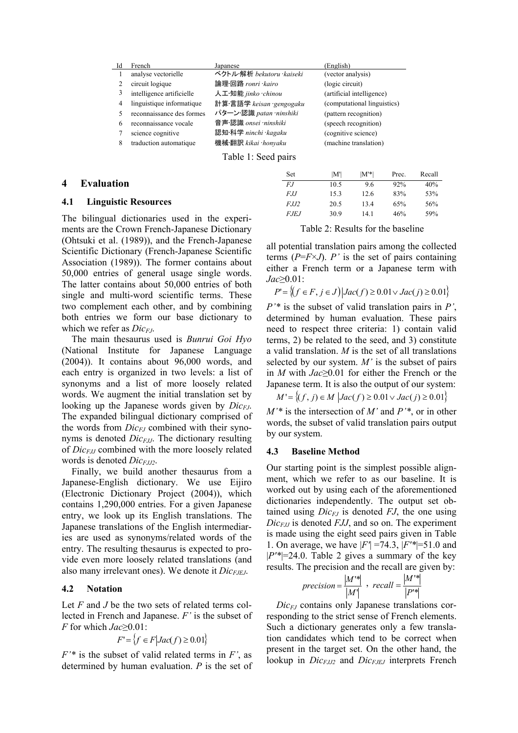| Id | French | Japanese | (English) |
|---|---|---|---|
| 1 | analyse vectorielle | ベクトル·解析 *bekutoru ·kaiseki* | (vector analysis) |
| 2 | circuit logique | 論理·回路 *ronri ·kairo* | (logic circuit) |
| 3 | intelligence artificielle | 人工·知能 *jinko ·chinou* | (artificial intelligence) |
| 4 | linguistique informatique | 計算·言語学 *keisan ·gengogaku* | (computational linguistics) |
| 5 | reconnaissance des formes | パターン·認識 *patan ·ninshiki* | (pattern recognition) |
| 6 | reconnaissance vocale | 音声·認識 *onsei ·ninshiki* | (speech recognition) |
| 7 | science cognitive | 認知·科学 *ninchi ·kagaku* | (cognitive science) |
| 8 | traduction automatique | 機械·翻訳 *kikai ·honyaku* | (machine translation) |

Table 1: Seed pairs

## 4 Evaluation

### 4.1 Linguistic Resources

The bilingual dictionaries used in the experiments are the Crown French-Japanese Dictionary (Ohtsuki et al. (1989)), and the French-Japanese Scientific Dictionary (French-Japanese Scientific Association (1989)). The former contains about 50,000 entries of general usage single words. The latter contains about 50,000 entries of both single and multi-word scientific terms. These two complement each other, and by combining both entries we form our base dictionary to which we refer as $Dic_{FJ}$.

The main thesaurus used is *Bunrui Goi Hyo* (National Institute for Japanese Language (2004)). It contains about 96,000 words, and each entry is organized in two levels: a list of synonyms and a list of more loosely related words. We augment the initial translation set by looking up the Japanese words given by $Dic_{FJ}$. The expanded bilingual dictionary comprised of the words from $Dic_{FJ}$ combined with their synonyms is denoted $Dic_{FJJ}$. The dictionary resulting of $Dic_{FJJ}$ combined with the more loosely related words is denoted $Dic_{FJJ2}$.

Finally, we build another thesaurus from a Japanese-English dictionary. We use Eijiro (Electronic Dictionary Project (2004)), which contains 1,290,000 entries. For a given Japanese entry, we look up its English translations. The Japanese translations of the English intermediaries are used as synonyms/related words of the entry. The resulting thesaurus is expected to provide even more loosely related translations (and also many irrelevant ones). We denote it $Dic_{FJEJ}$.

### 4.2 Notation

Let $F$ and $J$ be the two sets of related terms collected in French and Japanese. $F'$ is the subset of $F$ for which $Jac \geq 0.01$:

$$F' = \{ f \in F \mid Jac(f) \geq 0.01 \}$$

$F'^*$ is the subset of valid related terms in $F'$, as determined by human evaluation. $P$ is the set of all potential translation pairs among the collected terms ($P = F \times J$). $P'$ is the set of pairs containing either a French term or a Japanese term with $Jac \geq 0.01$:

$$P' = \{ (f \in F, j \in J) \mid Jac(f) \geq 0.01 \lor Jac(j) \geq 0.01 \}$$

$P'^*$ is the subset of valid translation pairs in $P'$, determined by human evaluation. These pairs need to respect three criteria: 1) contain valid terms, 2) be related to the seed, and 3) constitute a valid translation. $M$ is the set of all translations selected by our system. $M'$ is the subset of pairs in $M$ with $Jac \geq 0.01$ for either the French or the Japanese term. It is also the output of our system:

$$M' = \{ (f, j) \in M \mid Jac(f) \geq 0.01 \lor Jac(j) \geq 0.01 \}$$

$M'^*$ is the intersection of $M'$ and $P'^*$, or in other words, the subset of valid translation pairs output by our system.

| Set | \|M'\| | \|M'*\| | Prec. | Recall |
|---|---|---|---|---|
| *FJ* | 10.5 | 9.6 | 92% | 40% |
| *FJJ* | 15.3 | 12.6 | 83% | 53% |
| *FJJ2* | 20.5 | 13.4 | 65% | 56% |
| *FJEJ* | 30.9 | 14.1 | 46% | 59% |

Table 2: Results for the baseline

### 4.3 Baseline Method

Our starting point is the simplest possible alignment, which we refer to as our baseline. It is worked out by using each of the aforementioned dictionaries independently. The output set obtained using $Dic_{FJ}$ is denoted *FJ*, the one using $Dic_{FJJ}$ is denoted *FJJ*, and so on. The experiment is made using the eight seed pairs given in Table 1. On average, we have $|F'| = 74.3$, $|F'^*| = 51.0$ and $|P'^*| = 24.0$. Table 2 gives a summary of the key results. The precision and the recall are given by:

$$precision = \frac{|M'^*|}{|M'|}, \; recall = \frac{|M'^*|}{|P'^*|}$$

$Dic_{FJ}$ contains only Japanese translations corresponding to the strict sense of French elements. Such a dictionary generates only a few translation candidates which tend to be correct when present in the target set. On the other hand, the lookup in $Dic_{FJJ2}$ and $Dic_{FJEJ}$ interprets French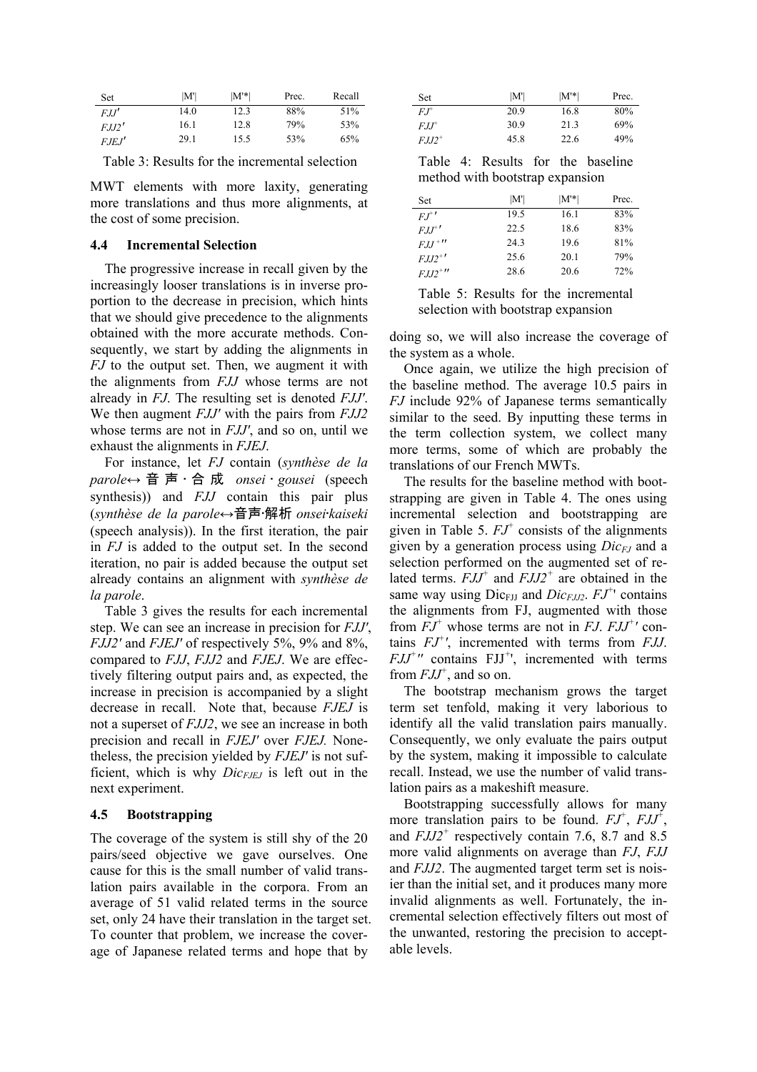| Set | \|M'\| | \|M'*\| | Prec. | Recall |
|---|---|---|---|---|
| *FJJ'* | 14.0 | 12.3 | 88% | 51% |
| *FJJ2'* | 16.1 | 12.8 | 79% | 53% |
| *FJEJ'* | 29.1 | 15.5 | 53% | 65% |

Table 3: Results for the incremental selection

MWT elements with more laxity, generating more translations and thus more alignments, at the cost of some precision.

### 4.4 Incremental Selection

The progressive increase in recall given by the increasingly looser translations is in inverse proportion to the decrease in precision, which hints that we should give precedence to the alignments obtained with the more accurate methods. Consequently, we start by adding the alignments in *FJ* to the output set. Then, we augment it with the alignments from *FJJ* whose terms are not already in *FJ*. The resulting set is denoted *FJJ'*. We then augment *FJJ'* with the pairs from *FJJ2* whose terms are not in *FJJ'*, and so on, until we exhaust the alignments in *FJEJ*.

For instance, let *FJ* contain (*synthèse de la parole*↔ 音声・合成 *onsei・gousei* (speech synthesis)) and *FJJ* contain this pair plus (*synthèse de la parole*↔音声·解析 *onsei·kaiseki* (speech analysis)). In the first iteration, the pair in *FJ* is added to the output set. In the second iteration, no pair is added because the output set already contains an alignment with *synthèse de la parole*.

Table 3 gives the results for each incremental step. We can see an increase in precision for *FJJ'*, *FJJ2'* and *FJEJ'* of respectively 5%, 9% and 8%, compared to *FJJ*, *FJJ2* and *FJEJ*. We are effectively filtering output pairs and, as expected, the increase in precision is accompanied by a slight decrease in recall. Note that, because *FJEJ* is not a superset of *FJJ2*, we see an increase in both precision and recall in *FJEJ'* over *FJEJ.* Nonetheless, the precision yielded by *FJEJ'* is not sufficient, which is why $Dic_{FJEJ}$ is left out in the next experiment.

### 4.5 Bootstrapping

The coverage of the system is still shy of the 20 pairs/seed objective we gave ourselves. One cause for this is the small number of valid translation pairs available in the corpora. From an average of 51 valid related terms in the source set, only 24 have their translation in the target set. To counter that problem, we increase the coverage of Japanese related terms and hope that by doing so, we will also increase the coverage of the system as a whole.

| Set | \|M'\| | \|M'*\| | Prec. |
|---|---|---|---|
| $FJ^+$ | 20.9 | 16.8 | 80% |
| $FJJ^+$ | 30.9 | 21.3 | 69% |
| $FJJ2^+$ | 45.8 | 22.6 | 49% |

Table 4: Results for the baseline method with bootstrap expansion

| Set | \|M'\| | \|M'*\| | Prec. |
|---|---|---|---|
| $FJ^{+\prime}$ | 19.5 | 16.1 | 83% |
| $FJJ^{+\prime}$ | 22.5 | 18.6 | 83% |
| $FJJ^{+\prime\prime}$ | 24.3 | 19.6 | 81% |
| $FJJ2^{+\prime}$ | 25.6 | 20.1 | 79% |
| $FJJ2^{+\prime\prime}$ | 28.6 | 20.6 | 72% |

Table 5: Results for the incremental selection with bootstrap expansion

Once again, we utilize the high precision of the baseline method. The average 10.5 pairs in *FJ* include 92% of Japanese terms semantically similar to the seed. By inputting these terms in the term collection system, we collect many more terms, some of which are probably the translations of our French MWTs.

The results for the baseline method with bootstrapping are given in Table 4. The ones using incremental selection and bootstrapping are given in Table 5. $FJ^+$ consists of the alignments given by a generation process using $Dic_{FJ}$ and a selection performed on the augmented set of related terms. $FJJ^+$ and $FJJ2^+$ are obtained in the same way using $Dic_{FJJ}$ and $Dic_{FJJ2}$. $FJ^{+\prime}$ contains the alignments from FJ, augmented with those from $FJ^+$ whose terms are not in *FJ*. $FJJ^{+\prime}$ contains $FJ^{+\prime}$, incremented with terms from *FJJ*. $FJJ^{+\prime\prime}$ contains $FJJ^{+\prime}$, incremented with terms from $FJJ^+$, and so on.

The bootstrap mechanism grows the target term set tenfold, making it very laborious to identify all the valid translation pairs manually. Consequently, we only evaluate the pairs output by the system, making it impossible to calculate recall. Instead, we use the number of valid translation pairs as a makeshift measure.

Bootstrapping successfully allows for many more translation pairs to be found. $FJ^+$, $FJJ^+$, and $FJJ2^+$ respectively contain 7.6, 8.7 and 8.5 more valid alignments on average than *FJ*, *FJJ* and *FJJ2*. The augmented target term set is noisier than the initial set, and it produces many more invalid alignments as well. Fortunately, the incremental selection effectively filters out most of the unwanted, restoring the precision to acceptable levels.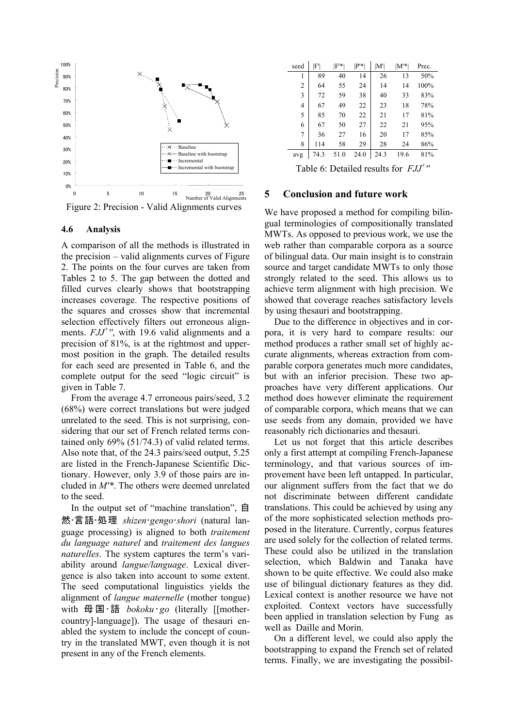Figure 2: Precision - Valid Alignments curves

### 4.6 Analysis

A comparison of all the methods is illustrated in the precision – valid alignments curves of Figure 2. The points on the four curves are taken from Tables 2 to 5. The gap between the dotted and filled curves clearly shows that bootstrapping increases coverage. The respective positions of the squares and crosses show that incremental selection effectively filters out erroneous alignments. $FJJ^{+\prime\prime}$, with 19.6 valid alignments and a precision of 81%, is at the rightmost and uppermost position in the graph. The detailed results for each seed are presented in Table 6, and the complete output for the seed "logic circuit" is given in Table 7.

From the average 4.7 erroneous pairs/seed, 3.2 (68%) were correct translations but were judged unrelated to the seed. This is not surprising, considering that our set of French related terms contained only 69% (51/74.3) of valid related terms. Also note that, of the 24.3 pairs/seed output, 5.25 are listed in the French-Japanese Scientific Dictionary. However, only 3.9 of those pairs are included in $M'^*$. The others were deemed unrelated to the seed.

In the output set of "machine translation", 自然·言語·処理 *shizen·gengo·shori* (natural language processing) is aligned to both *traitement du language naturel* and *traitement des langues naturelles*. The system captures the term's variability around *langue/language*. Lexical divergence is also taken into account to some extent. The seed computational linguistics yields the alignment of *langue maternelle* (mother tongue) with 母国·語 *bokoku·go* (literally [[mother-country]-language]). The usage of thesauri enabled the system to include the concept of country in the translated MWT, even though it is not present in any of the French elements.

| seed | \|F'\| | \|F'*\| | \|P'*\| | \|M'\| | \|M'*\| | Prec. |
|---|---|---|---|---|---|---|
| 1 | 89 | 40 | 14 | 26 | 13 | 50% |
| 2 | 64 | 55 | 24 | 14 | 14 | 100% |
| 3 | 72 | 59 | 38 | 40 | 33 | 83% |
| 4 | 67 | 49 | 22 | 23 | 18 | 78% |
| 5 | 85 | 70 | 22 | 21 | 17 | 81% |
| 6 | 67 | 50 | 27 | 22 | 21 | 95% |
| 7 | 36 | 27 | 16 | 20 | 17 | 85% |
| 8 | 114 | 58 | 29 | 28 | 24 | 86% |
| avg | 74.3 | 51.0 | 24.0 | 24.3 | 19.6 | 81% |

Table 6: Detailed results for $FJJ^{+\prime\prime}$

## 5 Conclusion and future work

We have proposed a method for compiling bilingual terminologies of compositionally translated MWTs. As opposed to previous work, we use the web rather than comparable corpora as a source of bilingual data. Our main insight is to constrain source and target candidate MWTs to only those strongly related to the seed. This allows us to achieve term alignment with high precision. We showed that coverage reaches satisfactory levels by using thesauri and bootstrapping.

Due to the difference in objectives and in corpora, it is very hard to compare results: our method produces a rather small set of highly accurate alignments, whereas extraction from comparable corpora generates much more candidates, but with an inferior precision. These two approaches have very different applications. Our method does however eliminate the requirement of comparable corpora, which means that we can use seeds from any domain, provided we have reasonably rich dictionaries and thesauri.

Let us not forget that this article describes only a first attempt at compiling French-Japanese terminology, and that various sources of improvement have been left untapped. In particular, our alignment suffers from the fact that we do not discriminate between different candidate translations. This could be achieved by using any of the more sophisticated selection methods proposed in the literature. Currently, corpus features are used solely for the collection of related terms. These could also be utilized in the translation selection, which Baldwin and Tanaka have shown to be quite effective. We could also make use of bilingual dictionary features as they did. Lexical context is another resource we have not exploited. Context vectors have successfully been applied in translation selection by Fung as well as Daille and Morin.

On a different level, we could also apply the bootstrapping to expand the French set of related terms. Finally, we are investigating the possibil-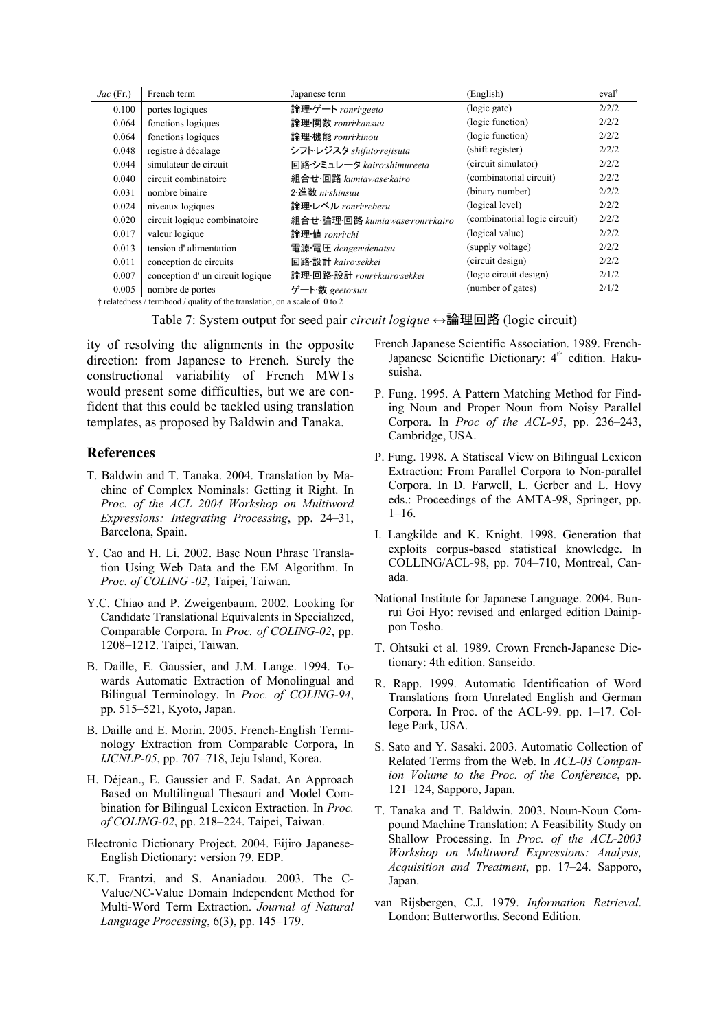| *Jac* (Fr.) | French term | Japanese term | (English) | eval† |
|---|---|---|---|---|
| 0.100 | portes logiques | 論理·ゲート *ronri·geeto* | (logic gate) | 2/2/2 |
| 0.064 | fonctions logiques | 論理·関数 *ronri·kansuu* | (logic function) | 2/2/2 |
| 0.064 | fonctions logiques | 論理·機能 *ronri·kinou* | (logic function) | 2/2/2 |
| 0.048 | registre à décalage | シフト·レジスタ *shifuto·rejisuta* | (shift register) | 2/2/2 |
| 0.044 | simulateur de circuit | 回路·シミュレータ *kairo·shimureeta* | (circuit simulator) | 2/2/2 |
| 0.040 | circuit combinatoire | 組合せ·回路 *kumiawase·kairo* | (combinatorial circuit) | 2/2/2 |
| 0.031 | nombre binaire | 2·進数 *ni·shinsuu* | (binary number) | 2/2/2 |
| 0.024 | niveaux logiques | 論理·レベル *ronri·reberu* | (logical level) | 2/2/2 |
| 0.020 | circuit logique combinatoire | 組合せ·論理·回路 *kumiawase·ronri·kairo* | (combinatorial logic circuit) | 2/2/2 |
| 0.017 | valeur logique | 論理·値 *ronri·chi* | (logical value) | 2/2/2 |
| 0.013 | tension d' alimentation | 電源·電圧 *dengen·denatsu* | (supply voltage) | 2/2/2 |
| 0.011 | conception de circuits | 回路·設計 *kairo·sekkei* | (circuit design) | 2/2/2 |
| 0.007 | conception d' un circuit logique | 論理·回路·設計 *ronri·kairo·sekkei* | (logic circuit design) | 2/1/2 |
| 0.005 | nombre de portes | ゲート·数 *geeto·suu* | (number of gates) | 2/1/2 |

† relatedness / termhood / quality of the translation, on a scale of 0 to 2

Table 7: System output for seed pair *circuit logique* ↔論理回路 (logic circuit)

ity of resolving the alignments in the opposite direction: from Japanese to French. Surely the constructional variability of French MWTs would present some difficulties, but we are confident that this could be tackled using translation templates, as proposed by Baldwin and Tanaka.

## References

T. Baldwin and T. Tanaka. 2004. Translation by Machine of Complex Nominals: Getting it Right. In *Proc. of the ACL 2004 Workshop on Multiword Expressions: Integrating Processing*, pp. 24–31, Barcelona, Spain.

Y. Cao and H. Li. 2002. Base Noun Phrase Translation Using Web Data and the EM Algorithm. In *Proc. of COLING -02*, Taipei, Taiwan.

Y.C. Chiao and P. Zweigenbaum. 2002. Looking for Candidate Translational Equivalents in Specialized, Comparable Corpora. In *Proc. of COLING-02*, pp. 1208–1212. Taipei, Taiwan.

B. Daille, E. Gaussier, and J.M. Lange. 1994. Towards Automatic Extraction of Monolingual and Bilingual Terminology. In *Proc. of COLING-94*, pp. 515–521, Kyoto, Japan.

B. Daille and E. Morin. 2005. French-English Terminology Extraction from Comparable Corpora, In *IJCNLP-05*, pp. 707–718, Jeju Island, Korea.

H. Déjean., E. Gaussier and F. Sadat. An Approach Based on Multilingual Thesauri and Model Combination for Bilingual Lexicon Extraction. In *Proc. of COLING-02*, pp. 218–224. Taipei, Taiwan.

Electronic Dictionary Project. 2004. Eijiro Japanese-English Dictionary: version 79. EDP.

K.T. Frantzi, and S. Ananiadou. 2003. The C-Value/NC-Value Domain Independent Method for Multi-Word Term Extraction. *Journal of Natural Language Processing*, 6(3), pp. 145–179.

French Japanese Scientific Association. 1989. French-Japanese Scientific Dictionary: 4th edition. Hakusuisha.

P. Fung. 1995. A Pattern Matching Method for Finding Noun and Proper Noun from Noisy Parallel Corpora. In *Proc of the ACL-95*, pp. 236–243, Cambridge, USA.

P. Fung. 1998. A Statiscal View on Bilingual Lexicon Extraction: From Parallel Corpora to Non-parallel Corpora. In D. Farwell, L. Gerber and L. Hovy eds.: Proceedings of the AMTA-98, Springer, pp. 1–16.

I. Langkilde and K. Knight. 1998. Generation that exploits corpus-based statistical knowledge. In COLLING/ACL-98, pp. 704–710, Montreal, Canada.

National Institute for Japanese Language. 2004. Bunrui Goi Hyo: revised and enlarged edition Dainippon Tosho.

T. Ohtsuki et al. 1989. Crown French-Japanese Dictionary: 4th edition. Sanseido.

R. Rapp. 1999. Automatic Identification of Word Translations from Unrelated English and German Corpora. In Proc. of the ACL-99. pp. 1–17. College Park, USA.

S. Sato and Y. Sasaki. 2003. Automatic Collection of Related Terms from the Web. In *ACL-03 Companion Volume to the Proc. of the Conference*, pp. 121–124, Sapporo, Japan.

T. Tanaka and T. Baldwin. 2003. Noun-Noun Compound Machine Translation: A Feasibility Study on Shallow Processing. In *Proc. of the ACL-2003 Workshop on Multiword Expressions: Analysis, Acquisition and Treatment*, pp. 17–24. Sapporo, Japan.

van Rijsbergen, C.J. 1979. *Information Retrieval*. London: Butterworths. Second Edition.